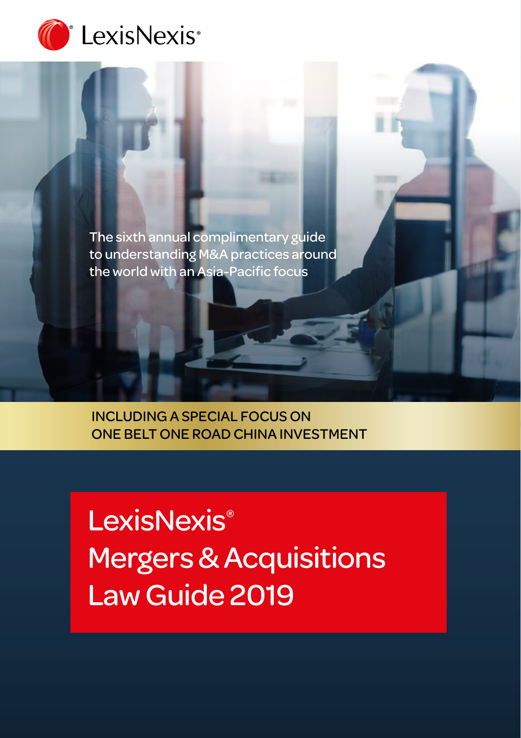LexisNexis®

The sixth annual complimentary guide to understanding M&A practices around the world with an Asia-Pacific focus

INCLUDING A SPECIAL FOCUS ON ONE BELT ONE ROAD CHINA INVESTMENT

# LexisNexis® Mergers & Acquisitions Law Guide 2019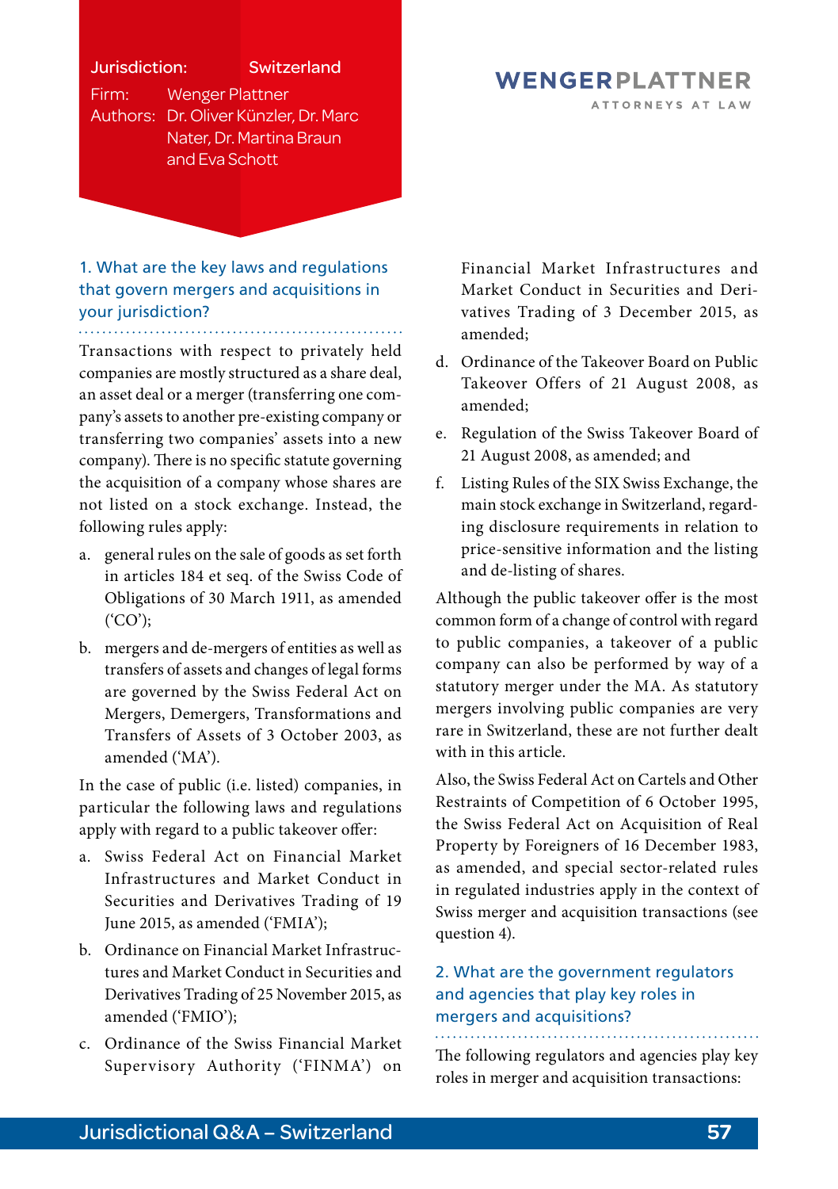Jurisdiction: Switzerland

Firm: Wenger Plattner

Authors: Dr. Oliver Künzler, Dr. Marc Nater, Dr. Martina Braun and Eva Schott

WENGERPLATTNER
ATTORNEYS AT LAW

## 1. What are the key laws and regulations that govern mergers and acquisitions in your jurisdiction?

Transactions with respect to privately held companies are mostly structured as a share deal, an asset deal or a merger (transferring one company's assets to another pre-existing company or transferring two companies' assets into a new company). There is no specific statute governing the acquisition of a company whose shares are not listed on a stock exchange. Instead, the following rules apply:

a. general rules on the sale of goods as set forth in articles 184 et seq. of the Swiss Code of Obligations of 30 March 1911, as amended ('CO');

b. mergers and de-mergers of entities as well as transfers of assets and changes of legal forms are governed by the Swiss Federal Act on Mergers, Demergers, Transformations and Transfers of Assets of 3 October 2003, as amended ('MA').

In the case of public (i.e. listed) companies, in particular the following laws and regulations apply with regard to a public takeover offer:

a. Swiss Federal Act on Financial Market Infrastructures and Market Conduct in Securities and Derivatives Trading of 19 June 2015, as amended ('FMIA');

b. Ordinance on Financial Market Infrastructures and Market Conduct in Securities and Derivatives Trading of 25 November 2015, as amended ('FMIO');

c. Ordinance of the Swiss Financial Market Supervisory Authority ('FINMA') on Financial Market Infrastructures and Market Conduct in Securities and Derivatives Trading of 3 December 2015, as amended;

d. Ordinance of the Takeover Board on Public Takeover Offers of 21 August 2008, as amended;

e. Regulation of the Swiss Takeover Board of 21 August 2008, as amended; and

f. Listing Rules of the SIX Swiss Exchange, the main stock exchange in Switzerland, regarding disclosure requirements in relation to price-sensitive information and the listing and de-listing of shares.

Although the public takeover offer is the most common form of a change of control with regard to public companies, a takeover of a public company can also be performed by way of a statutory merger under the MA. As statutory mergers involving public companies are very rare in Switzerland, these are not further dealt with in this article.

Also, the Swiss Federal Act on Cartels and Other Restraints of Competition of 6 October 1995, the Swiss Federal Act on Acquisition of Real Property by Foreigners of 16 December 1983, as amended, and special sector-related rules in regulated industries apply in the context of Swiss merger and acquisition transactions (see question 4).

## 2. What are the government regulators and agencies that play key roles in mergers and acquisitions?

The following regulators and agencies play key roles in merger and acquisition transactions: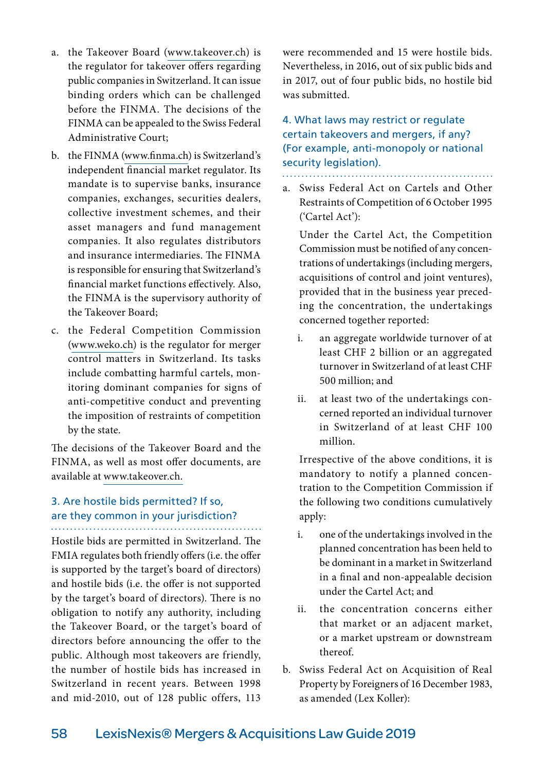a. the Takeover Board (www.takeover.ch) is the regulator for takeover offers regarding public companies in Switzerland. It can issue binding orders which can be challenged before the FINMA. The decisions of the FINMA can be appealed to the Swiss Federal Administrative Court;

b. the FINMA (www.finma.ch) is Switzerland's independent financial market regulator. Its mandate is to supervise banks, insurance companies, exchanges, securities dealers, collective investment schemes, and their asset managers and fund management companies. It also regulates distributors and insurance intermediaries. The FINMA is responsible for ensuring that Switzerland's financial market functions effectively. Also, the FINMA is the supervisory authority of the Takeover Board;

c. the Federal Competition Commission (www.weko.ch) is the regulator for merger control matters in Switzerland. Its tasks include combatting harmful cartels, monitoring dominant companies for signs of anti-competitive conduct and preventing the imposition of restraints of competition by the state.

The decisions of the Takeover Board and the FINMA, as well as most offer documents, are available at www.takeover.ch.

### 3. Are hostile bids permitted? If so, are they common in your jurisdiction?

Hostile bids are permitted in Switzerland. The FMIA regulates both friendly offers (i.e. the offer is supported by the target's board of directors) and hostile bids (i.e. the offer is not supported by the target's board of directors). There is no obligation to notify any authority, including the Takeover Board, or the target's board of directors before announcing the offer to the public. Although most takeovers are friendly, the number of hostile bids has increased in Switzerland in recent years. Between 1998 and mid-2010, out of 128 public offers, 113 were recommended and 15 were hostile bids. Nevertheless, in 2016, out of six public bids and in 2017, out of four public bids, no hostile bid was submitted.

### 4. What laws may restrict or regulate certain takeovers and mergers, if any? (For example, anti-monopoly or national security legislation).

a. Swiss Federal Act on Cartels and Other Restraints of Competition of 6 October 1995 ('Cartel Act'):

   Under the Cartel Act, the Competition Commission must be notified of any concentrations of undertakings (including mergers, acquisitions of control and joint ventures), provided that in the business year preceding the concentration, the undertakings concerned together reported:

   i. an aggregate worldwide turnover of at least CHF 2 billion or an aggregated turnover in Switzerland of at least CHF 500 million; and

   ii. at least two of the undertakings concerned reported an individual turnover in Switzerland of at least CHF 100 million.

   Irrespective of the above conditions, it is mandatory to notify a planned concentration to the Competition Commission if the following two conditions cumulatively apply:

   i. one of the undertakings involved in the planned concentration has been held to be dominant in a market in Switzerland in a final and non-appealable decision under the Cartel Act; and

   ii. the concentration concerns either that market or an adjacent market, or a market upstream or downstream thereof.

b. Swiss Federal Act on Acquisition of Real Property by Foreigners of 16 December 1983, as amended (Lex Koller):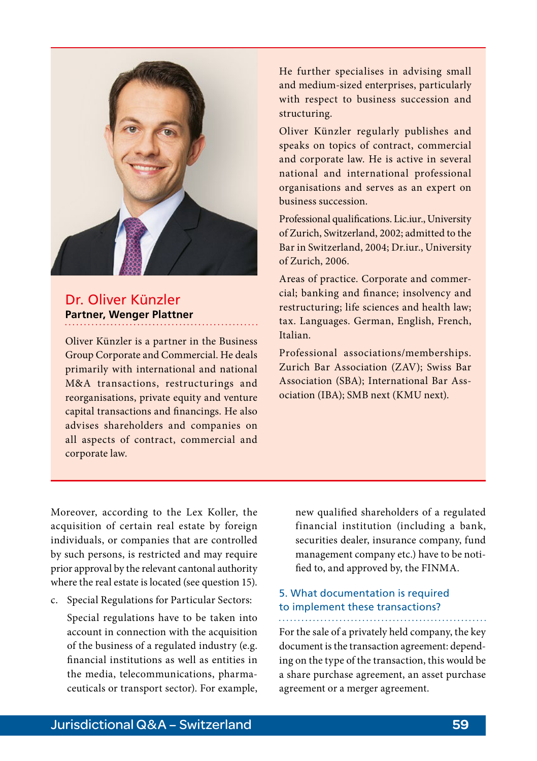## Dr. Oliver Künzler

**Partner, Wenger Plattner**

Oliver Künzler is a partner in the Business Group Corporate and Commercial. He deals primarily with international and national M&A transactions, restructurings and reorganisations, private equity and venture capital transactions and financings. He also advises shareholders and companies on all aspects of contract, commercial and corporate law.

He further specialises in advising small and medium-sized enterprises, particularly with respect to business succession and structuring.

Oliver Künzler regularly publishes and speaks on topics of contract, commercial and corporate law. He is active in several national and international professional organisations and serves as an expert on business succession.

Professional qualifications. Lic.iur., University of Zurich, Switzerland, 2002; admitted to the Bar in Switzerland, 2004; Dr.iur., University of Zurich, 2006.

Areas of practice. Corporate and commercial; banking and finance; insolvency and restructuring; life sciences and health law; tax. Languages. German, English, French, Italian.

Professional associations/memberships. Zurich Bar Association (ZAV); Swiss Bar Association (SBA); International Bar Association (IBA); SMB next (KMU next).

---

Moreover, according to the Lex Koller, the acquisition of certain real estate by foreign individuals, or companies that are controlled by such persons, is restricted and may require prior approval by the relevant cantonal authority where the real estate is located (see question 15).

c. Special Regulations for Particular Sectors:

   Special regulations have to be taken into account in connection with the acquisition of the business of a regulated industry (e.g. financial institutions as well as entities in the media, telecommunications, pharmaceuticals or transport sector). For example, new qualified shareholders of a regulated financial institution (including a bank, securities dealer, insurance company, fund management company etc.) have to be notified to, and approved by, the FINMA.

### 5. What documentation is required to implement these transactions?

For the sale of a privately held company, the key document is the transaction agreement: depending on the type of the transaction, this would be a share purchase agreement, an asset purchase agreement or a merger agreement.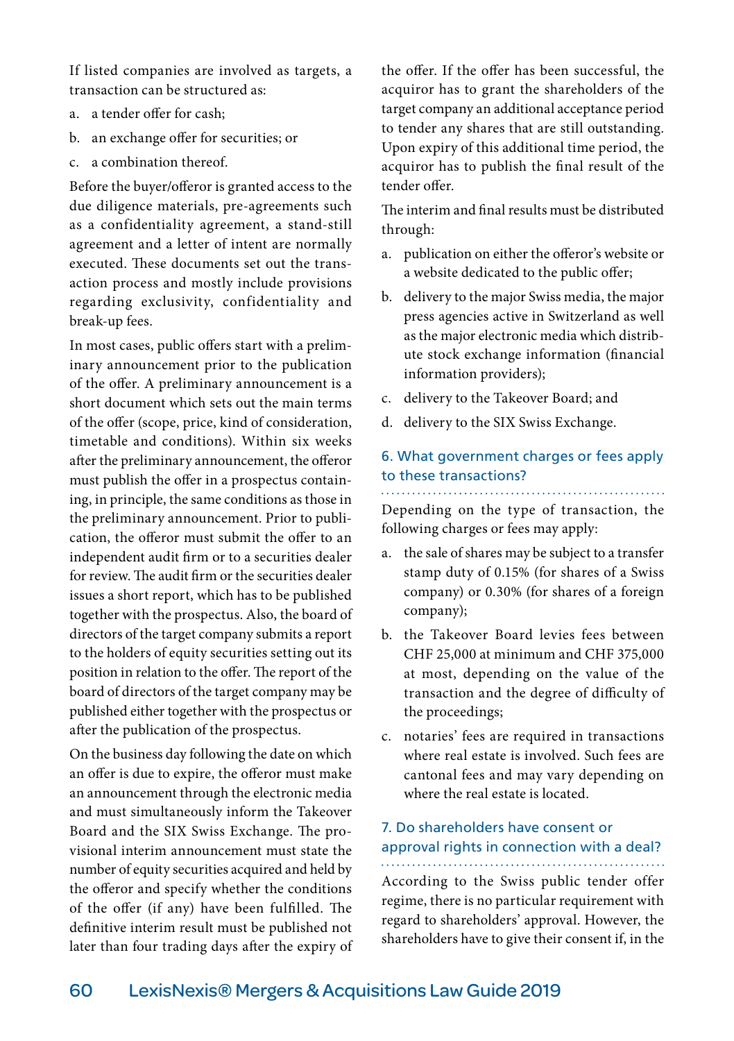If listed companies are involved as targets, a transaction can be structured as:

a. a tender offer for cash;
b. an exchange offer for securities; or
c. a combination thereof.

Before the buyer/offeror is granted access to the due diligence materials, pre-agreements such as a confidentiality agreement, a stand-still agreement and a letter of intent are normally executed. These documents set out the transaction process and mostly include provisions regarding exclusivity, confidentiality and break-up fees.

In most cases, public offers start with a preliminary announcement prior to the publication of the offer. A preliminary announcement is a short document which sets out the main terms of the offer (scope, price, kind of consideration, timetable and conditions). Within six weeks after the preliminary announcement, the offeror must publish the offer in a prospectus containing, in principle, the same conditions as those in the preliminary announcement. Prior to publication, the offeror must submit the offer to an independent audit firm or to a securities dealer for review. The audit firm or the securities dealer issues a short report, which has to be published together with the prospectus. Also, the board of directors of the target company submits a report to the holders of equity securities setting out its position in relation to the offer. The report of the board of directors of the target company may be published either together with the prospectus or after the publication of the prospectus.

On the business day following the date on which an offer is due to expire, the offeror must make an announcement through the electronic media and must simultaneously inform the Takeover Board and the SIX Swiss Exchange. The provisional interim announcement must state the number of equity securities acquired and held by the offeror and specify whether the conditions of the offer (if any) have been fulfilled. The definitive interim result must be published not later than four trading days after the expiry of the offer. If the offer has been successful, the acquiror has to grant the shareholders of the target company an additional acceptance period to tender any shares that are still outstanding. Upon expiry of this additional time period, the acquiror has to publish the final result of the tender offer.

The interim and final results must be distributed through:

a. publication on either the offeror's website or a website dedicated to the public offer;
b. delivery to the major Swiss media, the major press agencies active in Switzerland as well as the major electronic media which distribute stock exchange information (financial information providers);
c. delivery to the Takeover Board; and
d. delivery to the SIX Swiss Exchange.

## 6. What government charges or fees apply to these transactions?

Depending on the type of transaction, the following charges or fees may apply:

a. the sale of shares may be subject to a transfer stamp duty of 0.15% (for shares of a Swiss company) or 0.30% (for shares of a foreign company);
b. the Takeover Board levies fees between CHF 25,000 at minimum and CHF 375,000 at most, depending on the value of the transaction and the degree of difficulty of the proceedings;
c. notaries' fees are required in transactions where real estate is involved. Such fees are cantonal fees and may vary depending on where the real estate is located.

## 7. Do shareholders have consent or approval rights in connection with a deal?

According to the Swiss public tender offer regime, there is no particular requirement with regard to shareholders' approval. However, the shareholders have to give their consent if, in the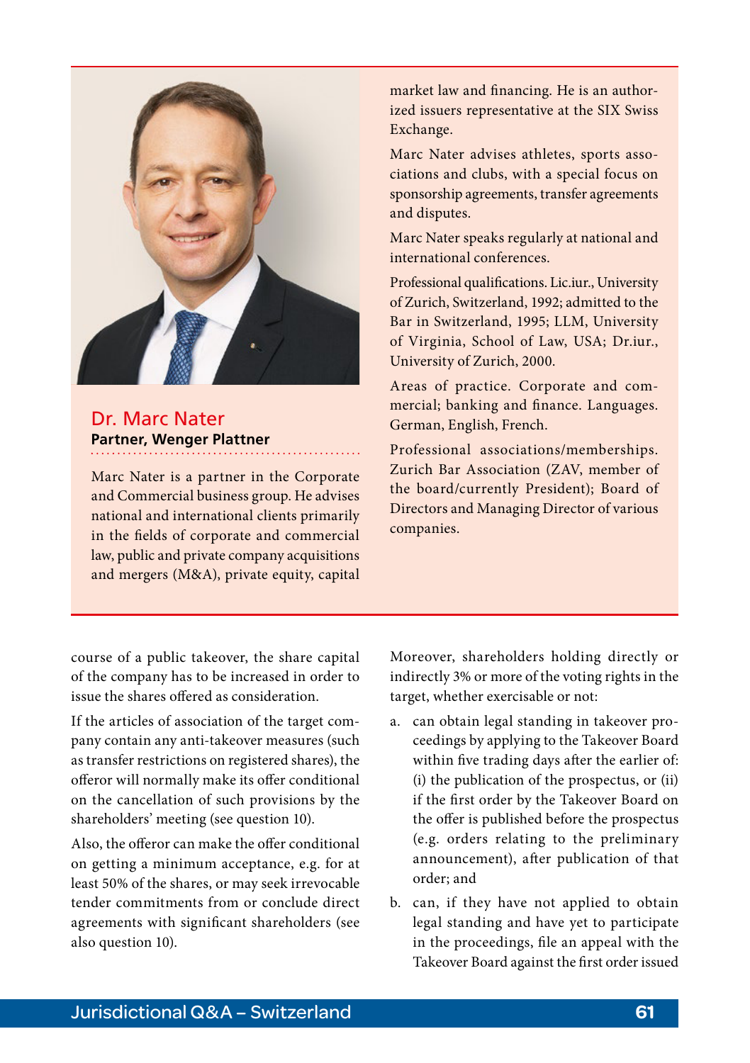## Dr. Marc Nater

**Partner, Wenger Plattner**

Marc Nater is a partner in the Corporate and Commercial business group. He advises national and international clients primarily in the fields of corporate and commercial law, public and private company acquisitions and mergers (M&A), private equity, capital market law and financing. He is an authorized issuers representative at the SIX Swiss Exchange.

Marc Nater advises athletes, sports associations and clubs, with a special focus on sponsorship agreements, transfer agreements and disputes.

Marc Nater speaks regularly at national and international conferences.

Professional qualifications. Lic.iur., University of Zurich, Switzerland, 1992; admitted to the Bar in Switzerland, 1995; LLM, University of Virginia, School of Law, USA; Dr.iur., University of Zurich, 2000.

Areas of practice. Corporate and commercial; banking and finance. Languages. German, English, French.

Professional associations/memberships. Zurich Bar Association (ZAV, member of the board/currently President); Board of Directors and Managing Director of various companies.

course of a public takeover, the share capital of the company has to be increased in order to issue the shares offered as consideration.

If the articles of association of the target company contain any anti-takeover measures (such as transfer restrictions on registered shares), the offeror will normally make its offer conditional on the cancellation of such provisions by the shareholders' meeting (see question 10).

Also, the offeror can make the offer conditional on getting a minimum acceptance, e.g. for at least 50% of the shares, or may seek irrevocable tender commitments from or conclude direct agreements with significant shareholders (see also question 10).

Moreover, shareholders holding directly or indirectly 3% or more of the voting rights in the target, whether exercisable or not:

a. can obtain legal standing in takeover proceedings by applying to the Takeover Board within five trading days after the earlier of: (i) the publication of the prospectus, or (ii) if the first order by the Takeover Board on the offer is published before the prospectus (e.g. orders relating to the preliminary announcement), after publication of that order; and

b. can, if they have not applied to obtain legal standing and have yet to participate in the proceedings, file an appeal with the Takeover Board against the first order issued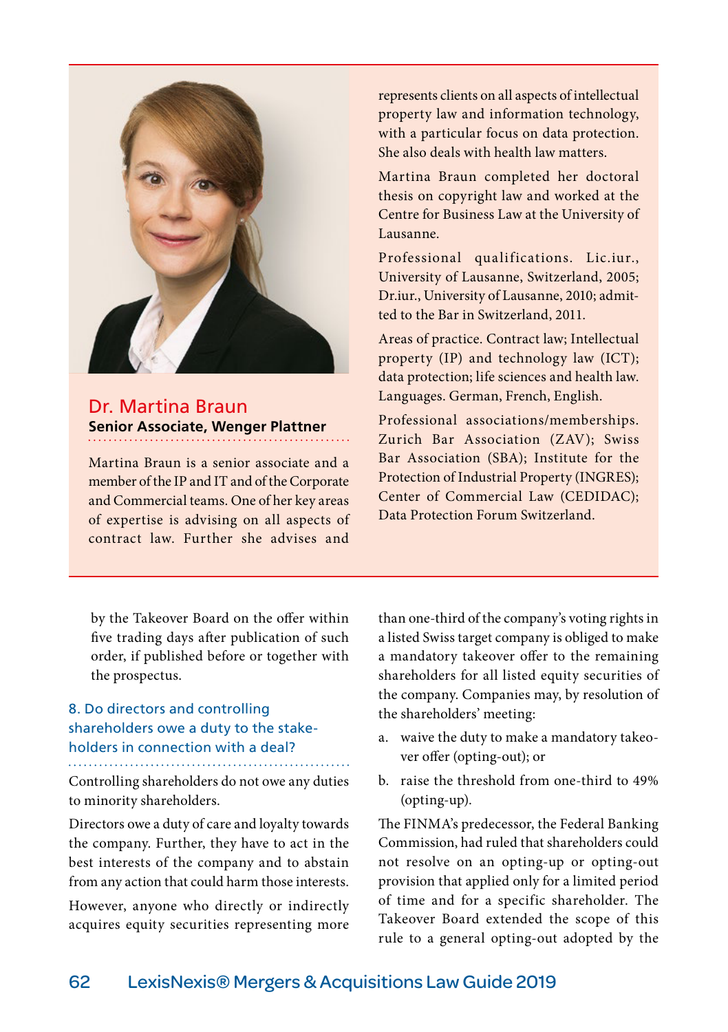## Dr. Martina Braun

**Senior Associate, Wenger Plattner**

Martina Braun is a senior associate and a member of the IP and IT and of the Corporate and Commercial teams. One of her key areas of expertise is advising on all aspects of contract law. Further she advises and represents clients on all aspects of intellectual property law and information technology, with a particular focus on data protection. She also deals with health law matters.

Martina Braun completed her doctoral thesis on copyright law and worked at the Centre for Business Law at the University of Lausanne.

Professional qualifications. Lic.iur., University of Lausanne, Switzerland, 2005; Dr.iur., University of Lausanne, 2010; admitted to the Bar in Switzerland, 2011.

Areas of practice. Contract law; Intellectual property (IP) and technology law (ICT); data protection; life sciences and health law.

Languages. German, French, English.

Professional associations/memberships. Zurich Bar Association (ZAV); Swiss Bar Association (SBA); Institute for the Protection of Industrial Property (INGRES); Center of Commercial Law (CEDIDAC); Data Protection Forum Switzerland.

by the Takeover Board on the offer within five trading days after publication of such order, if published before or together with the prospectus.

### 8. Do directors and controlling shareholders owe a duty to the stakeholders in connection with a deal?

Controlling shareholders do not owe any duties to minority shareholders.

Directors owe a duty of care and loyalty towards the company. Further, they have to act in the best interests of the company and to abstain from any action that could harm those interests.

However, anyone who directly or indirectly acquires equity securities representing more than one-third of the company's voting rights in a listed Swiss target company is obliged to make a mandatory takeover offer to the remaining shareholders for all listed equity securities of the company. Companies may, by resolution of the shareholders' meeting:

a. waive the duty to make a mandatory takeover offer (opting-out); or

b. raise the threshold from one-third to 49% (opting-up).

The FINMA's predecessor, the Federal Banking Commission, had ruled that shareholders could not resolve on an opting-up or opting-out provision that applied only for a limited period of time and for a specific shareholder. The Takeover Board extended the scope of this rule to a general opting-out adopted by the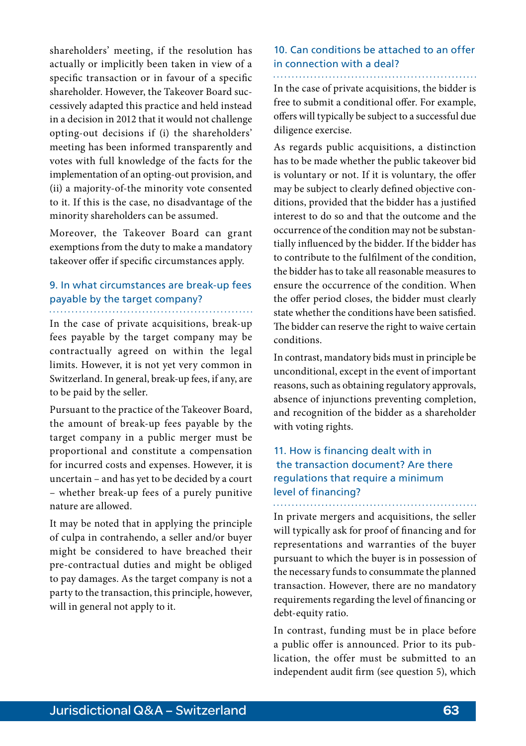shareholders' meeting, if the resolution has actually or implicitly been taken in view of a specific transaction or in favour of a specific shareholder. However, the Takeover Board successively adapted this practice and held instead in a decision in 2012 that it would not challenge opting-out decisions if (i) the shareholders' meeting has been informed transparently and votes with full knowledge of the facts for the implementation of an opting-out provision, and (ii) a majority-of-the minority vote consented to it. If this is the case, no disadvantage of the minority shareholders can be assumed.

Moreover, the Takeover Board can grant exemptions from the duty to make a mandatory takeover offer if specific circumstances apply.

## 9. In what circumstances are break-up fees payable by the target company?

In the case of private acquisitions, break-up fees payable by the target company may be contractually agreed on within the legal limits. However, it is not yet very common in Switzerland. In general, break-up fees, if any, are to be paid by the seller.

Pursuant to the practice of the Takeover Board, the amount of break-up fees payable by the target company in a public merger must be proportional and constitute a compensation for incurred costs and expenses. However, it is uncertain – and has yet to be decided by a court – whether break-up fees of a purely punitive nature are allowed.

It may be noted that in applying the principle of culpa in contrahendo, a seller and/or buyer might be considered to have breached their pre-contractual duties and might be obliged to pay damages. As the target company is not a party to the transaction, this principle, however, will in general not apply to it.

## 10. Can conditions be attached to an offer in connection with a deal?

In the case of private acquisitions, the bidder is free to submit a conditional offer. For example, offers will typically be subject to a successful due diligence exercise.

As regards public acquisitions, a distinction has to be made whether the public takeover bid is voluntary or not. If it is voluntary, the offer may be subject to clearly defined objective conditions, provided that the bidder has a justified interest to do so and that the outcome and the occurrence of the condition may not be substantially influenced by the bidder. If the bidder has to contribute to the fulfilment of the condition, the bidder has to take all reasonable measures to ensure the occurrence of the condition. When the offer period closes, the bidder must clearly state whether the conditions have been satisfied. The bidder can reserve the right to waive certain conditions.

In contrast, mandatory bids must in principle be unconditional, except in the event of important reasons, such as obtaining regulatory approvals, absence of injunctions preventing completion, and recognition of the bidder as a shareholder with voting rights.

## 11. How is financing dealt with in the transaction document? Are there regulations that require a minimum level of financing?

In private mergers and acquisitions, the seller will typically ask for proof of financing and for representations and warranties of the buyer pursuant to which the buyer is in possession of the necessary funds to consummate the planned transaction. However, there are no mandatory requirements regarding the level of financing or debt-equity ratio.

In contrast, funding must be in place before a public offer is announced. Prior to its publication, the offer must be submitted to an independent audit firm (see question 5), which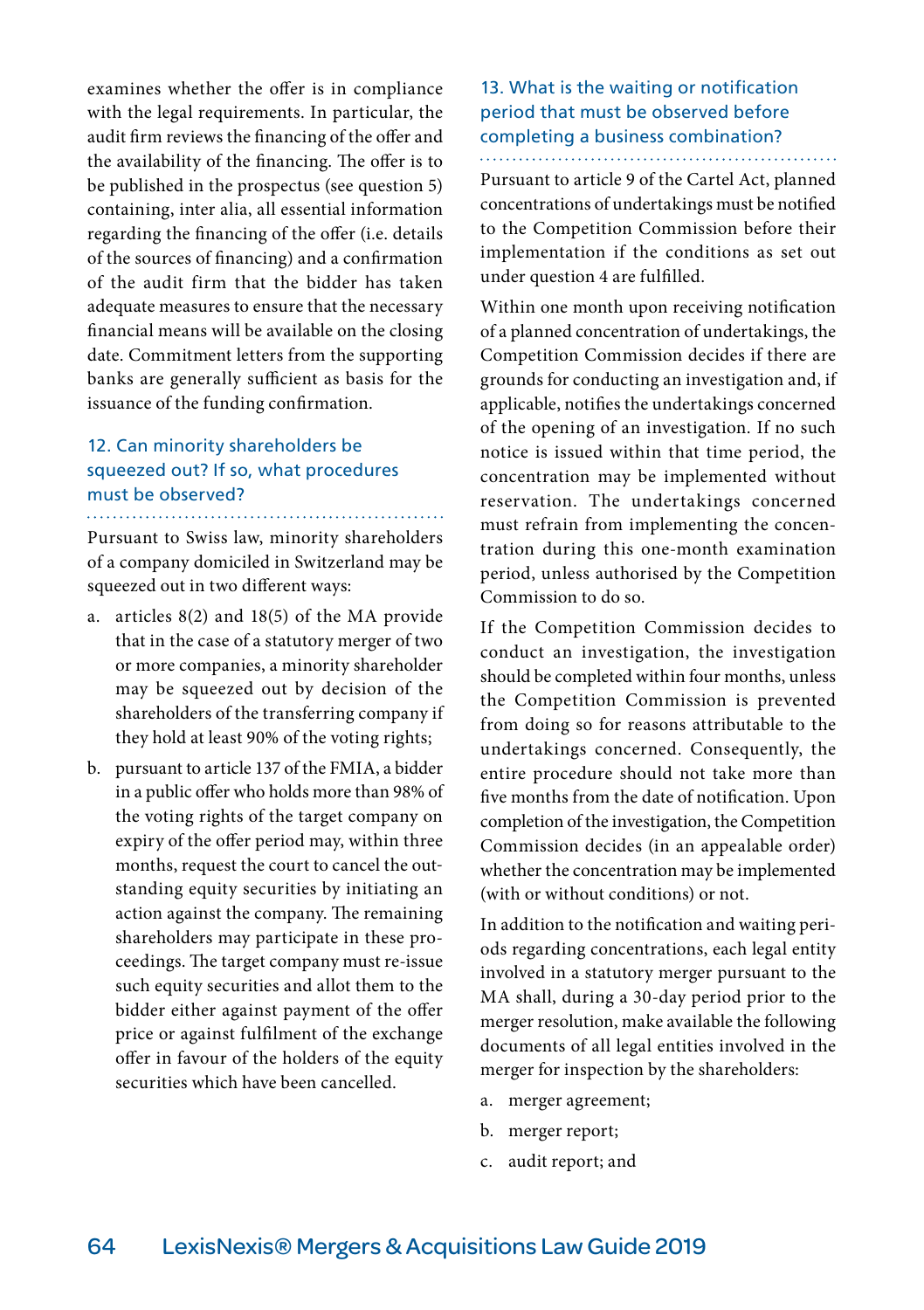examines whether the offer is in compliance with the legal requirements. In particular, the audit firm reviews the financing of the offer and the availability of the financing. The offer is to be published in the prospectus (see question 5) containing, inter alia, all essential information regarding the financing of the offer (i.e. details of the sources of financing) and a confirmation of the audit firm that the bidder has taken adequate measures to ensure that the necessary financial means will be available on the closing date. Commitment letters from the supporting banks are generally sufficient as basis for the issuance of the funding confirmation.

## 12. Can minority shareholders be squeezed out? If so, what procedures must be observed?

Pursuant to Swiss law, minority shareholders of a company domiciled in Switzerland may be squeezed out in two different ways:

a. articles 8(2) and 18(5) of the MA provide that in the case of a statutory merger of two or more companies, a minority shareholder may be squeezed out by decision of the shareholders of the transferring company if they hold at least 90% of the voting rights;

b. pursuant to article 137 of the FMIA, a bidder in a public offer who holds more than 98% of the voting rights of the target company on expiry of the offer period may, within three months, request the court to cancel the outstanding equity securities by initiating an action against the company. The remaining shareholders may participate in these proceedings. The target company must re-issue such equity securities and allot them to the bidder either against payment of the offer price or against fulfilment of the exchange offer in favour of the holders of the equity securities which have been cancelled.

## 13. What is the waiting or notification period that must be observed before completing a business combination?

Pursuant to article 9 of the Cartel Act, planned concentrations of undertakings must be notified to the Competition Commission before their implementation if the conditions as set out under question 4 are fulfilled.

Within one month upon receiving notification of a planned concentration of undertakings, the Competition Commission decides if there are grounds for conducting an investigation and, if applicable, notifies the undertakings concerned of the opening of an investigation. If no such notice is issued within that time period, the concentration may be implemented without reservation. The undertakings concerned must refrain from implementing the concentration during this one-month examination period, unless authorised by the Competition Commission to do so.

If the Competition Commission decides to conduct an investigation, the investigation should be completed within four months, unless the Competition Commission is prevented from doing so for reasons attributable to the undertakings concerned. Consequently, the entire procedure should not take more than five months from the date of notification. Upon completion of the investigation, the Competition Commission decides (in an appealable order) whether the concentration may be implemented (with or without conditions) or not.

In addition to the notification and waiting periods regarding concentrations, each legal entity involved in a statutory merger pursuant to the MA shall, during a 30-day period prior to the merger resolution, make available the following documents of all legal entities involved in the merger for inspection by the shareholders:

a. merger agreement;

b. merger report;

c. audit report; and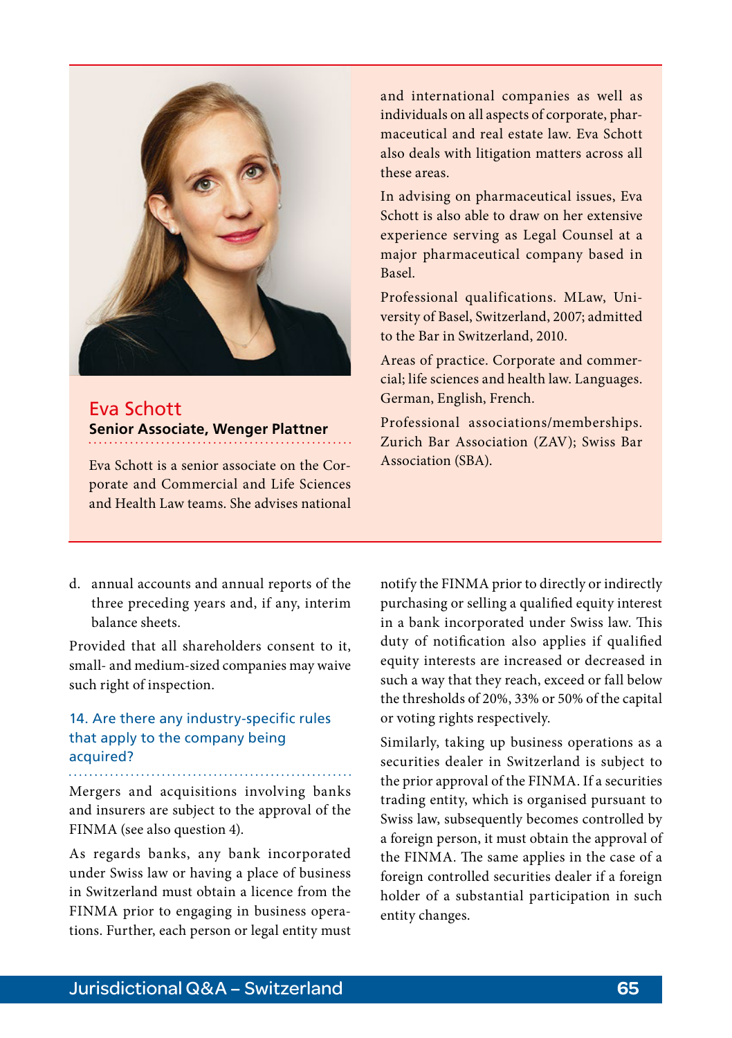**Eva Schott**
**Senior Associate, Wenger Plattner**

Eva Schott is a senior associate on the Corporate and Commercial and Life Sciences and Health Law teams. She advises national and international companies as well as individuals on all aspects of corporate, pharmaceutical and real estate law. Eva Schott also deals with litigation matters across all these areas.

In advising on pharmaceutical issues, Eva Schott is also able to draw on her extensive experience serving as Legal Counsel at a major pharmaceutical company based in Basel.

Professional qualifications. MLaw, University of Basel, Switzerland, 2007; admitted to the Bar in Switzerland, 2010.

Areas of practice. Corporate and commercial; life sciences and health law. Languages. German, English, French.

Professional associations/memberships. Zurich Bar Association (ZAV); Swiss Bar Association (SBA).

d. annual accounts and annual reports of the three preceding years and, if any, interim balance sheets.

Provided that all shareholders consent to it, small- and medium-sized companies may waive such right of inspection.

## 14. Are there any industry-specific rules that apply to the company being acquired?

Mergers and acquisitions involving banks and insurers are subject to the approval of the FINMA (see also question 4).

As regards banks, any bank incorporated under Swiss law or having a place of business in Switzerland must obtain a licence from the FINMA prior to engaging in business operations. Further, each person or legal entity must notify the FINMA prior to directly or indirectly purchasing or selling a qualified equity interest in a bank incorporated under Swiss law. This duty of notification also applies if qualified equity interests are increased or decreased in such a way that they reach, exceed or fall below the thresholds of 20%, 33% or 50% of the capital or voting rights respectively.

Similarly, taking up business operations as a securities dealer in Switzerland is subject to the prior approval of the FINMA. If a securities trading entity, which is organised pursuant to Swiss law, subsequently becomes controlled by a foreign person, it must obtain the approval of the FINMA. The same applies in the case of a foreign controlled securities dealer if a foreign holder of a substantial participation in such entity changes.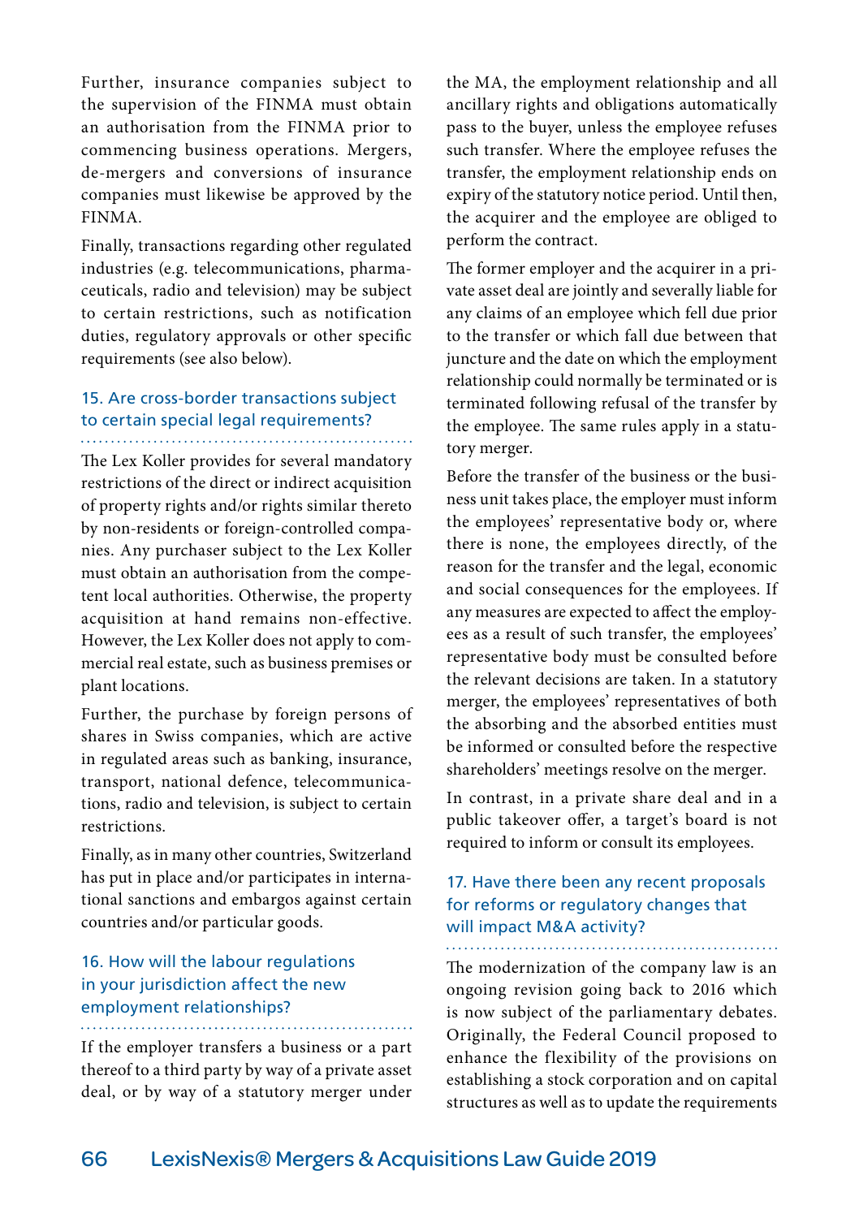Further, insurance companies subject to the supervision of the FINMA must obtain an authorisation from the FINMA prior to commencing business operations. Mergers, de-mergers and conversions of insurance companies must likewise be approved by the FINMA.

Finally, transactions regarding other regulated industries (e.g. telecommunications, pharmaceuticals, radio and television) may be subject to certain restrictions, such as notification duties, regulatory approvals or other specific requirements (see also below).

## 15. Are cross-border transactions subject to certain special legal requirements?

The Lex Koller provides for several mandatory restrictions of the direct or indirect acquisition of property rights and/or rights similar thereto by non-residents or foreign-controlled companies. Any purchaser subject to the Lex Koller must obtain an authorisation from the competent local authorities. Otherwise, the property acquisition at hand remains non-effective. However, the Lex Koller does not apply to commercial real estate, such as business premises or plant locations.

Further, the purchase by foreign persons of shares in Swiss companies, which are active in regulated areas such as banking, insurance, transport, national defence, telecommunications, radio and television, is subject to certain restrictions.

Finally, as in many other countries, Switzerland has put in place and/or participates in international sanctions and embargos against certain countries and/or particular goods.

## 16. How will the labour regulations in your jurisdiction affect the new employment relationships?

If the employer transfers a business or a part thereof to a third party by way of a private asset deal, or by way of a statutory merger under the MA, the employment relationship and all ancillary rights and obligations automatically pass to the buyer, unless the employee refuses such transfer. Where the employee refuses the transfer, the employment relationship ends on expiry of the statutory notice period. Until then, the acquirer and the employee are obliged to perform the contract.

The former employer and the acquirer in a private asset deal are jointly and severally liable for any claims of an employee which fell due prior to the transfer or which fall due between that juncture and the date on which the employment relationship could normally be terminated or is terminated following refusal of the transfer by the employee. The same rules apply in a statutory merger.

Before the transfer of the business or the business unit takes place, the employer must inform the employees' representative body or, where there is none, the employees directly, of the reason for the transfer and the legal, economic and social consequences for the employees. If any measures are expected to affect the employees as a result of such transfer, the employees' representative body must be consulted before the relevant decisions are taken. In a statutory merger, the employees' representatives of both the absorbing and the absorbed entities must be informed or consulted before the respective shareholders' meetings resolve on the merger.

In contrast, in a private share deal and in a public takeover offer, a target's board is not required to inform or consult its employees.

## 17. Have there been any recent proposals for reforms or regulatory changes that will impact M&A activity?

The modernization of the company law is an ongoing revision going back to 2016 which is now subject of the parliamentary debates. Originally, the Federal Council proposed to enhance the flexibility of the provisions on establishing a stock corporation and on capital structures as well as to update the requirements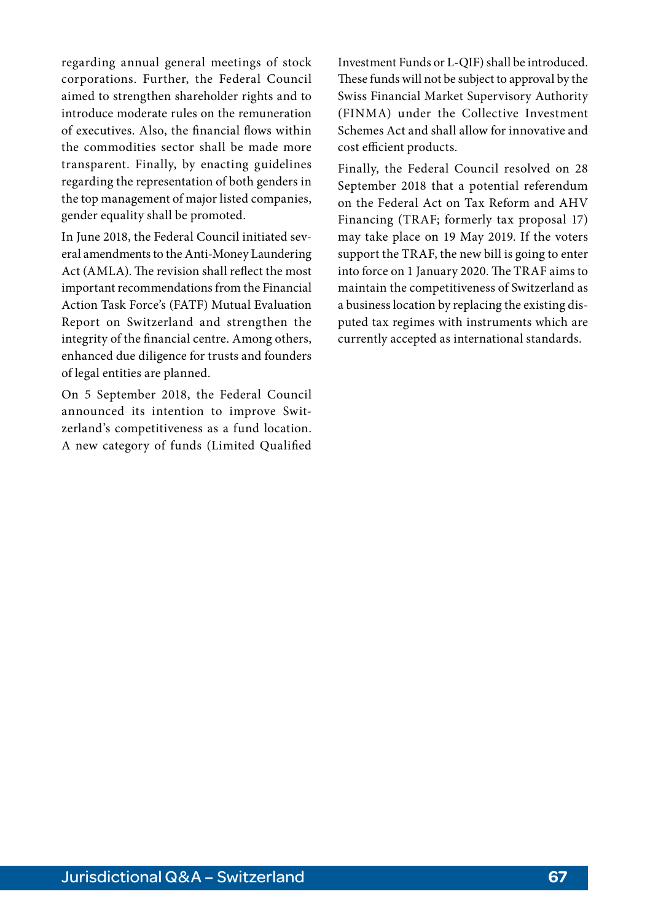regarding annual general meetings of stock corporations. Further, the Federal Council aimed to strengthen shareholder rights and to introduce moderate rules on the remuneration of executives. Also, the financial flows within the commodities sector shall be made more transparent. Finally, by enacting guidelines regarding the representation of both genders in the top management of major listed companies, gender equality shall be promoted.

In June 2018, the Federal Council initiated several amendments to the Anti-Money Laundering Act (AMLA). The revision shall reflect the most important recommendations from the Financial Action Task Force's (FATF) Mutual Evaluation Report on Switzerland and strengthen the integrity of the financial centre. Among others, enhanced due diligence for trusts and founders of legal entities are planned.

On 5 September 2018, the Federal Council announced its intention to improve Switzerland's competitiveness as a fund location. A new category of funds (Limited Qualified Investment Funds or L-QIF) shall be introduced. These funds will not be subject to approval by the Swiss Financial Market Supervisory Authority (FINMA) under the Collective Investment Schemes Act and shall allow for innovative and cost efficient products.

Finally, the Federal Council resolved on 28 September 2018 that a potential referendum on the Federal Act on Tax Reform and AHV Financing (TRAF; formerly tax proposal 17) may take place on 19 May 2019. If the voters support the TRAF, the new bill is going to enter into force on 1 January 2020. The TRAF aims to maintain the competitiveness of Switzerland as a business location by replacing the existing disputed tax regimes with instruments which are currently accepted as international standards.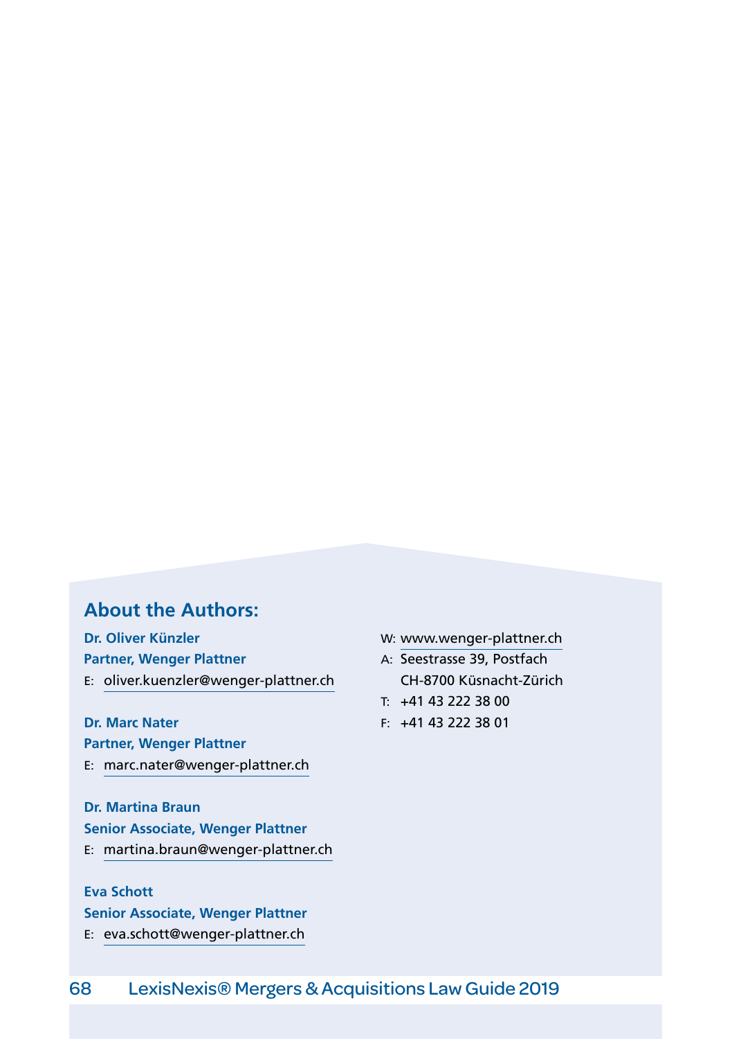## About the Authors:

**Dr. Oliver Künzler**
**Partner, Wenger Plattner**
E: oliver.kuenzler@wenger-plattner.ch

**Dr. Marc Nater**
**Partner, Wenger Plattner**
E: marc.nater@wenger-plattner.ch

**Dr. Martina Braun**
**Senior Associate, Wenger Plattner**
E: martina.braun@wenger-plattner.ch

**Eva Schott**
**Senior Associate, Wenger Plattner**
E: eva.schott@wenger-plattner.ch

W: www.wenger-plattner.ch
A: Seestrasse 39, Postfach
CH-8700 Küsnacht-Zürich
T: +41 43 222 38 00
F: +41 43 222 38 01